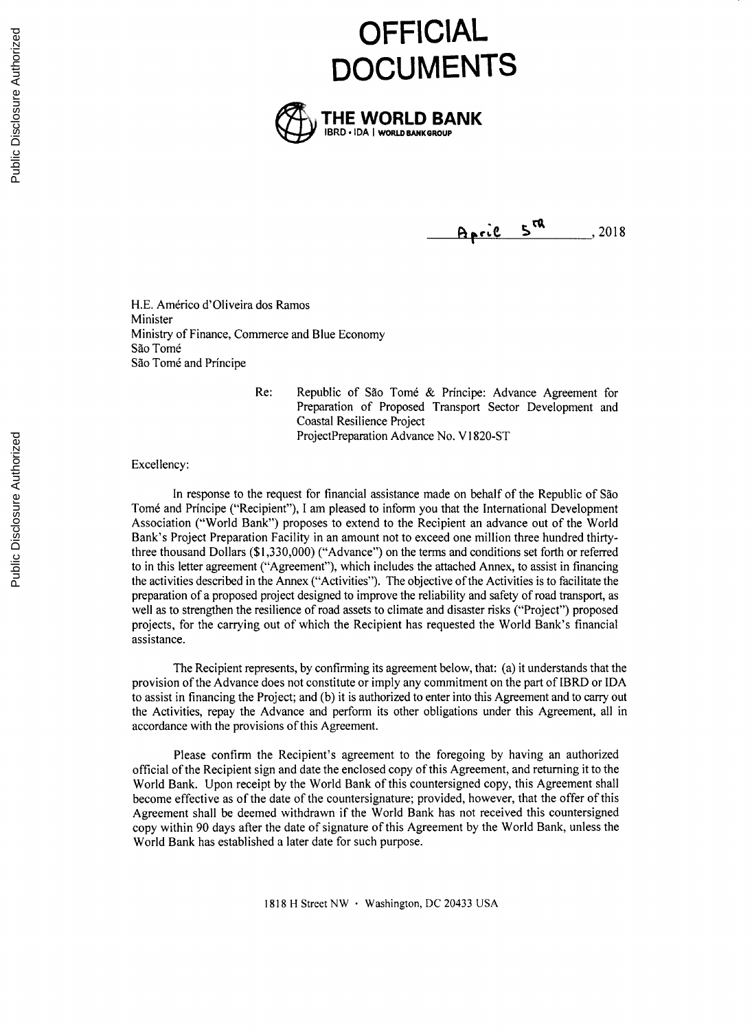# OFFICIAL DOCUMENTS

**THE WORLD BANK**
IBRD • IDA | WORLD BANK GROUP

April 5th, 2018

H.E. Américo d'Oliveira dos Ramos
Minister
Ministry of Finance, Commerce and Blue Economy
São Tomé
São Tomé and Príncipe

Re: Republic of São Tomé & Príncipe: Advance Agreement for Preparation of Proposed Transport Sector Development and Coastal Resilience Project
ProjectPreparation Advance No. V1820-ST

Excellency:

In response to the request for financial assistance made on behalf of the Republic of São Tomé and Príncipe ("Recipient"), I am pleased to inform you that the International Development Association ("World Bank") proposes to extend to the Recipient an advance out of the World Bank's Project Preparation Facility in an amount not to exceed one million three hundred thirty-three thousand Dollars ($1,330,000) ("Advance") on the terms and conditions set forth or referred to in this letter agreement ("Agreement"), which includes the attached Annex, to assist in financing the activities described in the Annex ("Activities"). The objective of the Activities is to facilitate the preparation of a proposed project designed to improve the reliability and safety of road transport, as well as to strengthen the resilience of road assets to climate and disaster risks ("Project") proposed projects, for the carrying out of which the Recipient has requested the World Bank's financial assistance.

The Recipient represents, by confirming its agreement below, that: (a) it understands that the provision of the Advance does not constitute or imply any commitment on the part of IBRD or IDA to assist in financing the Project; and (b) it is authorized to enter into this Agreement and to carry out the Activities, repay the Advance and perform its other obligations under this Agreement, all in accordance with the provisions of this Agreement.

Please confirm the Recipient's agreement to the foregoing by having an authorized official of the Recipient sign and date the enclosed copy of this Agreement, and returning it to the World Bank. Upon receipt by the World Bank of this countersigned copy, this Agreement shall become effective as of the date of the countersignature; provided, however, that the offer of this Agreement shall be deemed withdrawn if the World Bank has not received this countersigned copy within 90 days after the date of signature of this Agreement by the World Bank, unless the World Bank has established a later date for such purpose.

1818 H Street NW • Washington, DC 20433 USA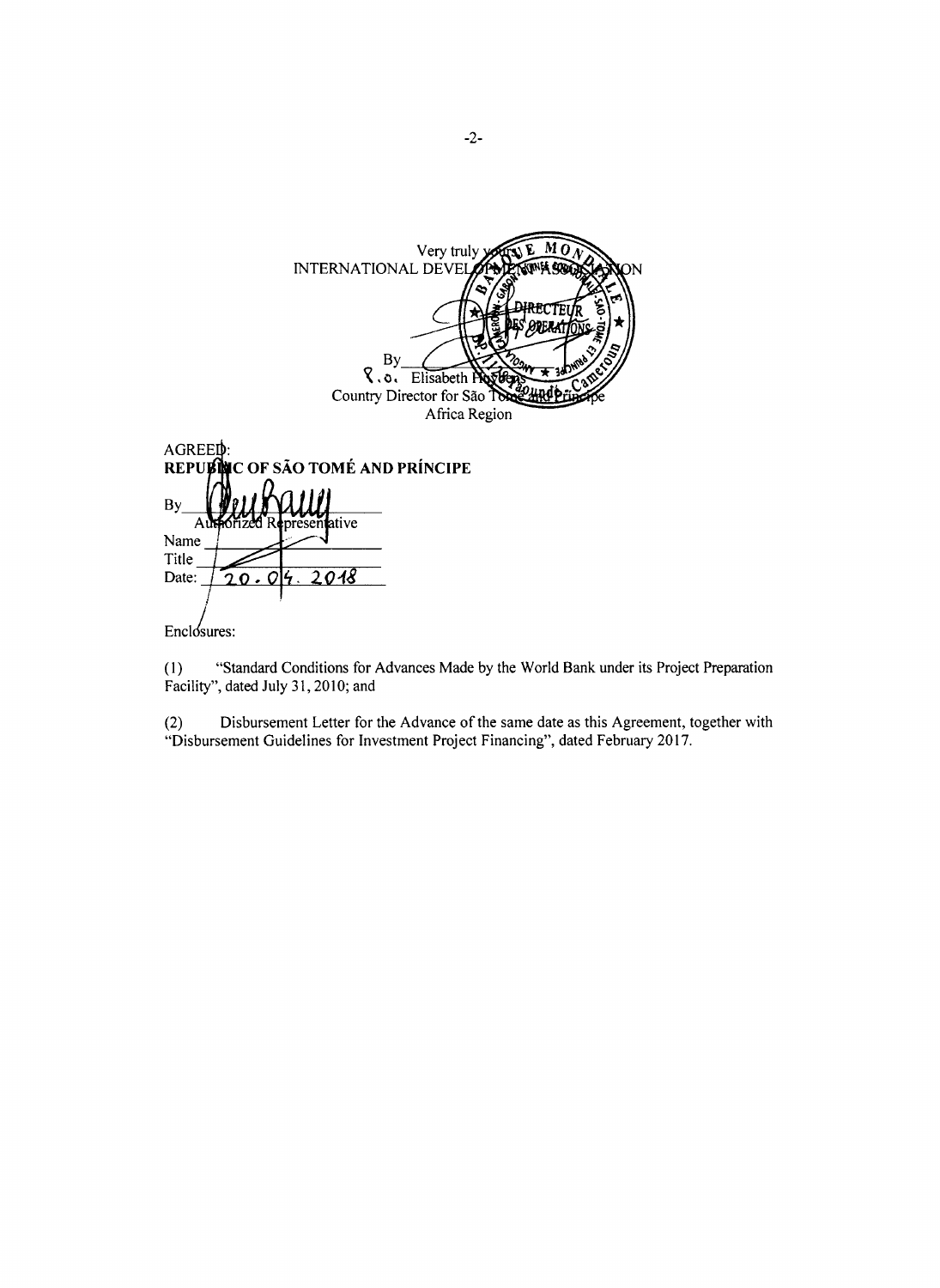Very truly yours,

INTERNATIONAL DEVELOPMENT ASSOCIATION

By

P.O. Elisabeth Huybens
Country Director for São Tomé and Príncipe
Africa Region

AGREED:

**REPUBLIC OF SÃO TOMÉ AND PRÍNCIPE**

By
Authorized Representative

Name

Title

Date: 20.04.2018

Enclosures:

(1) "Standard Conditions for Advances Made by the World Bank under its Project Preparation Facility", dated July 31, 2010; and

(2) Disbursement Letter for the Advance of the same date as this Agreement, together with "Disbursement Guidelines for Investment Project Financing", dated February 2017.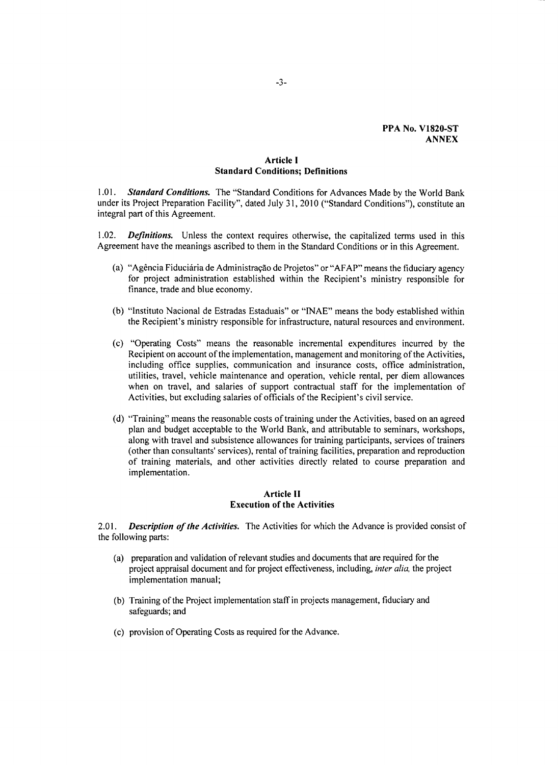**PPA No. V1820-ST**
**ANNEX**

## Article I
## Standard Conditions; Definitions

1.01. ***Standard Conditions.*** The "Standard Conditions for Advances Made by the World Bank under its Project Preparation Facility", dated July 31, 2010 ("Standard Conditions"), constitute an integral part of this Agreement.

1.02. ***Definitions.*** Unless the context requires otherwise, the capitalized terms used in this Agreement have the meanings ascribed to them in the Standard Conditions or in this Agreement.

(a) "Agência Fiduciária de Administração de Projetos" or "AFAP" means the fiduciary agency for project administration established within the Recipient's ministry responsible for finance, trade and blue economy.

(b) "Instituto Nacional de Estradas Estaduais" or "INAE" means the body established within the Recipient's ministry responsible for infrastructure, natural resources and environment.

(c) "Operating Costs" means the reasonable incremental expenditures incurred by the Recipient on account of the implementation, management and monitoring of the Activities, including office supplies, communication and insurance costs, office administration, utilities, travel, vehicle maintenance and operation, vehicle rental, per diem allowances when on travel, and salaries of support contractual staff for the implementation of Activities, but excluding salaries of officials of the Recipient's civil service.

(d) "Training" means the reasonable costs of training under the Activities, based on an agreed plan and budget acceptable to the World Bank, and attributable to seminars, workshops, along with travel and subsistence allowances for training participants, services of trainers (other than consultants' services), rental of training facilities, preparation and reproduction of training materials, and other activities directly related to course preparation and implementation.

## Article II
## Execution of the Activities

2.01. ***Description of the Activities.*** The Activities for which the Advance is provided consist of the following parts:

(a) preparation and validation of relevant studies and documents that are required for the project appraisal document and for project effectiveness, including, *inter alia,* the project implementation manual;

(b) Training of the Project implementation staff in projects management, fiduciary and safeguards; and

(c) provision of Operating Costs as required for the Advance.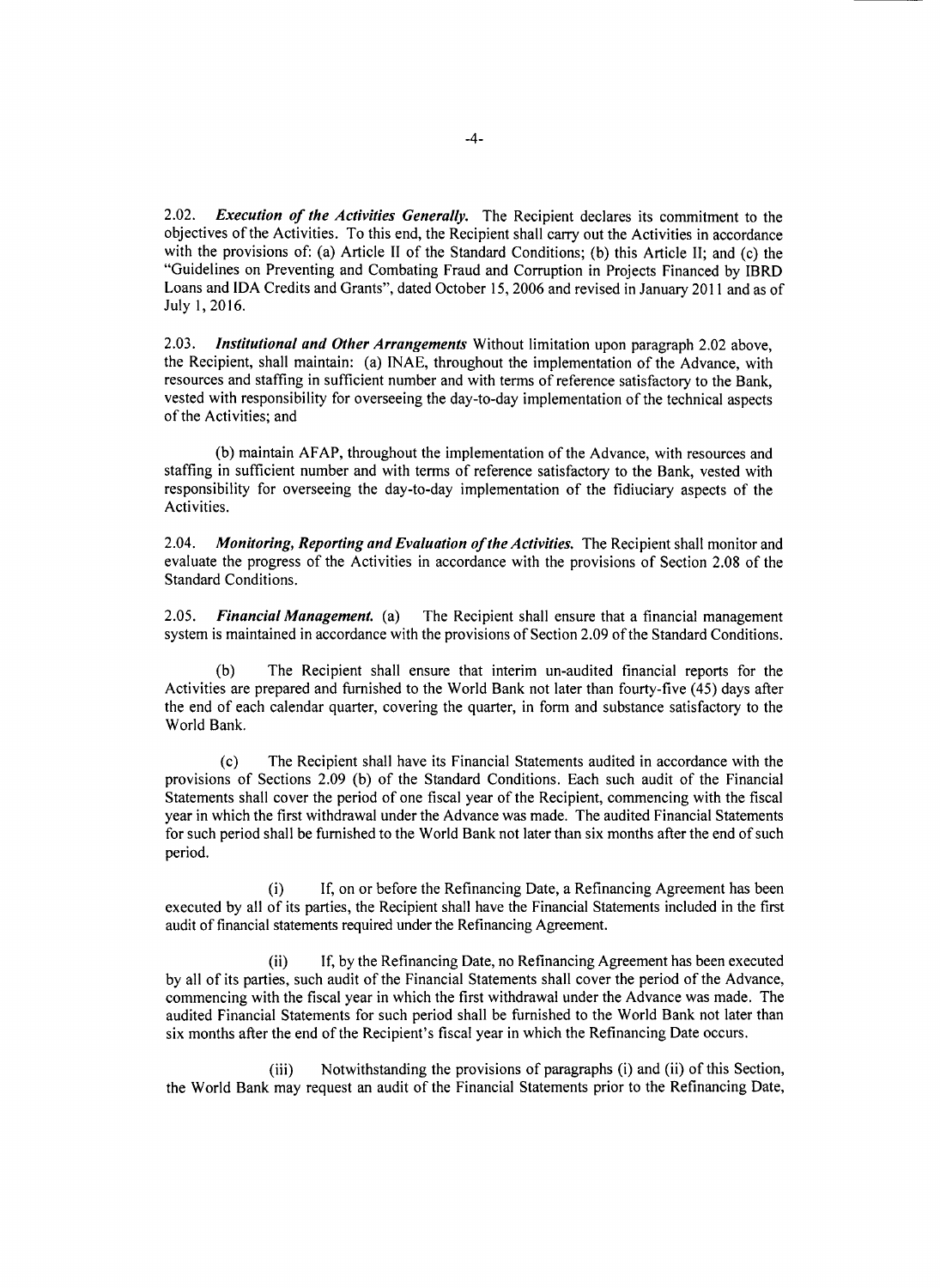2.02. ***Execution of the Activities Generally.*** The Recipient declares its commitment to the objectives of the Activities. To this end, the Recipient shall carry out the Activities in accordance with the provisions of: (a) Article II of the Standard Conditions; (b) this Article II; and (c) the "Guidelines on Preventing and Combating Fraud and Corruption in Projects Financed by IBRD Loans and IDA Credits and Grants", dated October 15, 2006 and revised in January 2011 and as of July 1, 2016.

2.03. ***Institutional and Other Arrangements*** Without limitation upon paragraph 2.02 above, the Recipient, shall maintain: (a) INAE, throughout the implementation of the Advance, with resources and staffing in sufficient number and with terms of reference satisfactory to the Bank, vested with responsibility for overseeing the day-to-day implementation of the technical aspects of the Activities; and

(b) maintain AFAP, throughout the implementation of the Advance, with resources and staffing in sufficient number and with terms of reference satisfactory to the Bank, vested with responsibility for overseeing the day-to-day implementation of the fiduciary aspects of the Activities.

2.04. ***Monitoring, Reporting and Evaluation of the Activities.*** The Recipient shall monitor and evaluate the progress of the Activities in accordance with the provisions of Section 2.08 of the Standard Conditions.

2.05. ***Financial Management.*** (a) The Recipient shall ensure that a financial management system is maintained in accordance with the provisions of Section 2.09 of the Standard Conditions.

(b) The Recipient shall ensure that interim un-audited financial reports for the Activities are prepared and furnished to the World Bank not later than fourty-five (45) days after the end of each calendar quarter, covering the quarter, in form and substance satisfactory to the World Bank.

(c) The Recipient shall have its Financial Statements audited in accordance with the provisions of Sections 2.09 (b) of the Standard Conditions. Each such audit of the Financial Statements shall cover the period of one fiscal year of the Recipient, commencing with the fiscal year in which the first withdrawal under the Advance was made. The audited Financial Statements for such period shall be furnished to the World Bank not later than six months after the end of such period.

(i) If, on or before the Refinancing Date, a Refinancing Agreement has been executed by all of its parties, the Recipient shall have the Financial Statements included in the first audit of financial statements required under the Refinancing Agreement.

(ii) If, by the Refinancing Date, no Refinancing Agreement has been executed by all of its parties, such audit of the Financial Statements shall cover the period of the Advance, commencing with the fiscal year in which the first withdrawal under the Advance was made. The audited Financial Statements for such period shall be furnished to the World Bank not later than six months after the end of the Recipient's fiscal year in which the Refinancing Date occurs.

(iii) Notwithstanding the provisions of paragraphs (i) and (ii) of this Section, the World Bank may request an audit of the Financial Statements prior to the Refinancing Date,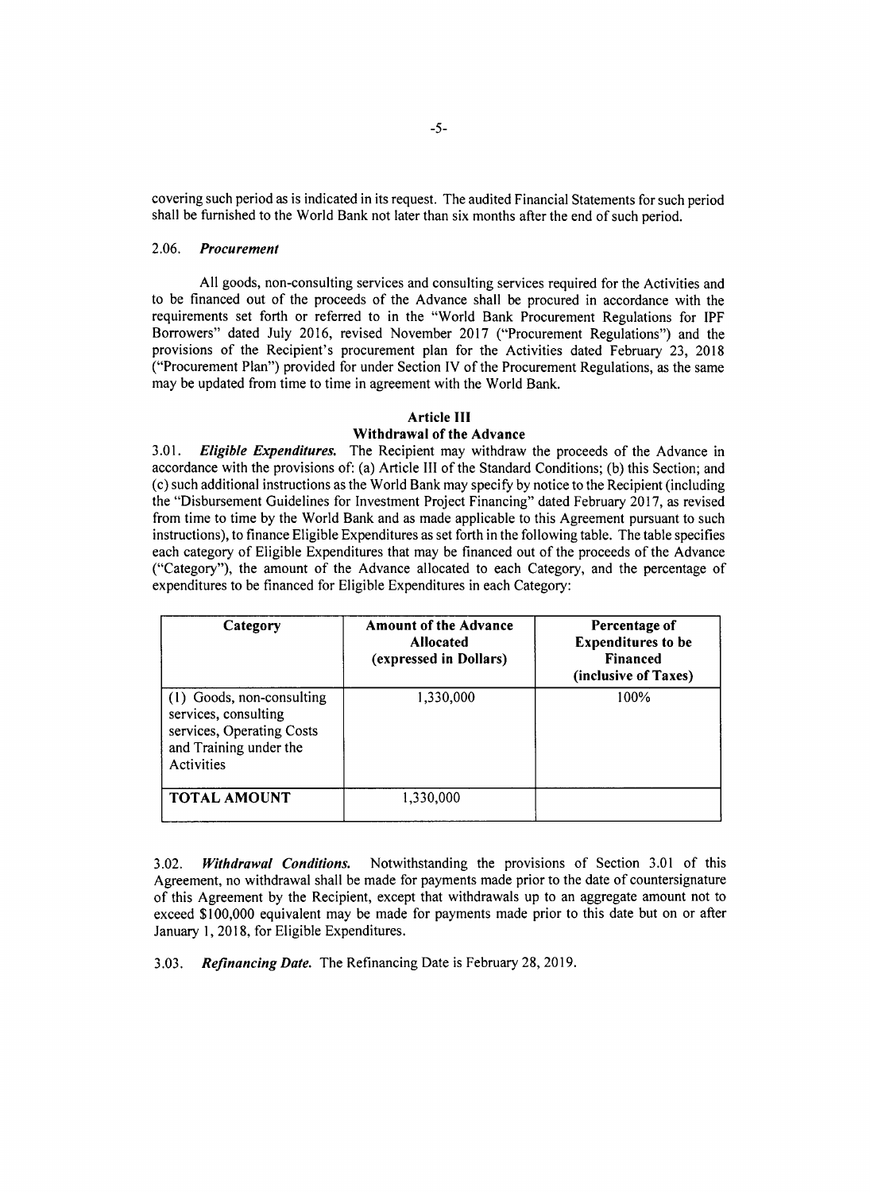covering such period as is indicated in its request. The audited Financial Statements for such period shall be furnished to the World Bank not later than six months after the end of such period.

2.06. ***Procurement***

All goods, non-consulting services and consulting services required for the Activities and to be financed out of the proceeds of the Advance shall be procured in accordance with the requirements set forth or referred to in the "World Bank Procurement Regulations for IPF Borrowers" dated July 2016, revised November 2017 ("Procurement Regulations") and the provisions of the Recipient's procurement plan for the Activities dated February 23, 2018 ("Procurement Plan") provided for under Section IV of the Procurement Regulations, as the same may be updated from time to time in agreement with the World Bank.

## Article III
## Withdrawal of the Advance

3.01. ***Eligible Expenditures.*** The Recipient may withdraw the proceeds of the Advance in accordance with the provisions of: (a) Article III of the Standard Conditions; (b) this Section; and (c) such additional instructions as the World Bank may specify by notice to the Recipient (including the "Disbursement Guidelines for Investment Project Financing" dated February 2017, as revised from time to time by the World Bank and as made applicable to this Agreement pursuant to such instructions), to finance Eligible Expenditures as set forth in the following table. The table specifies each category of Eligible Expenditures that may be financed out of the proceeds of the Advance ("Category"), the amount of the Advance allocated to each Category, and the percentage of expenditures to be financed for Eligible Expenditures in each Category:

| Category | Amount of the Advance Allocated (expressed in Dollars) | Percentage of Expenditures to be Financed (inclusive of Taxes) |
|---|---|---|
| (1) Goods, non-consulting services, consulting services, Operating Costs and Training under the Activities | 1,330,000 | 100% |
| **TOTAL AMOUNT** | 1,330,000 | |

3.02. ***Withdrawal Conditions.*** Notwithstanding the provisions of Section 3.01 of this Agreement, no withdrawal shall be made for payments made prior to the date of countersignature of this Agreement by the Recipient, except that withdrawals up to an aggregate amount not to exceed $100,000 equivalent may be made for payments made prior to this date but on or after January 1, 2018, for Eligible Expenditures.

3.03. ***Refinancing Date.*** The Refinancing Date is February 28, 2019.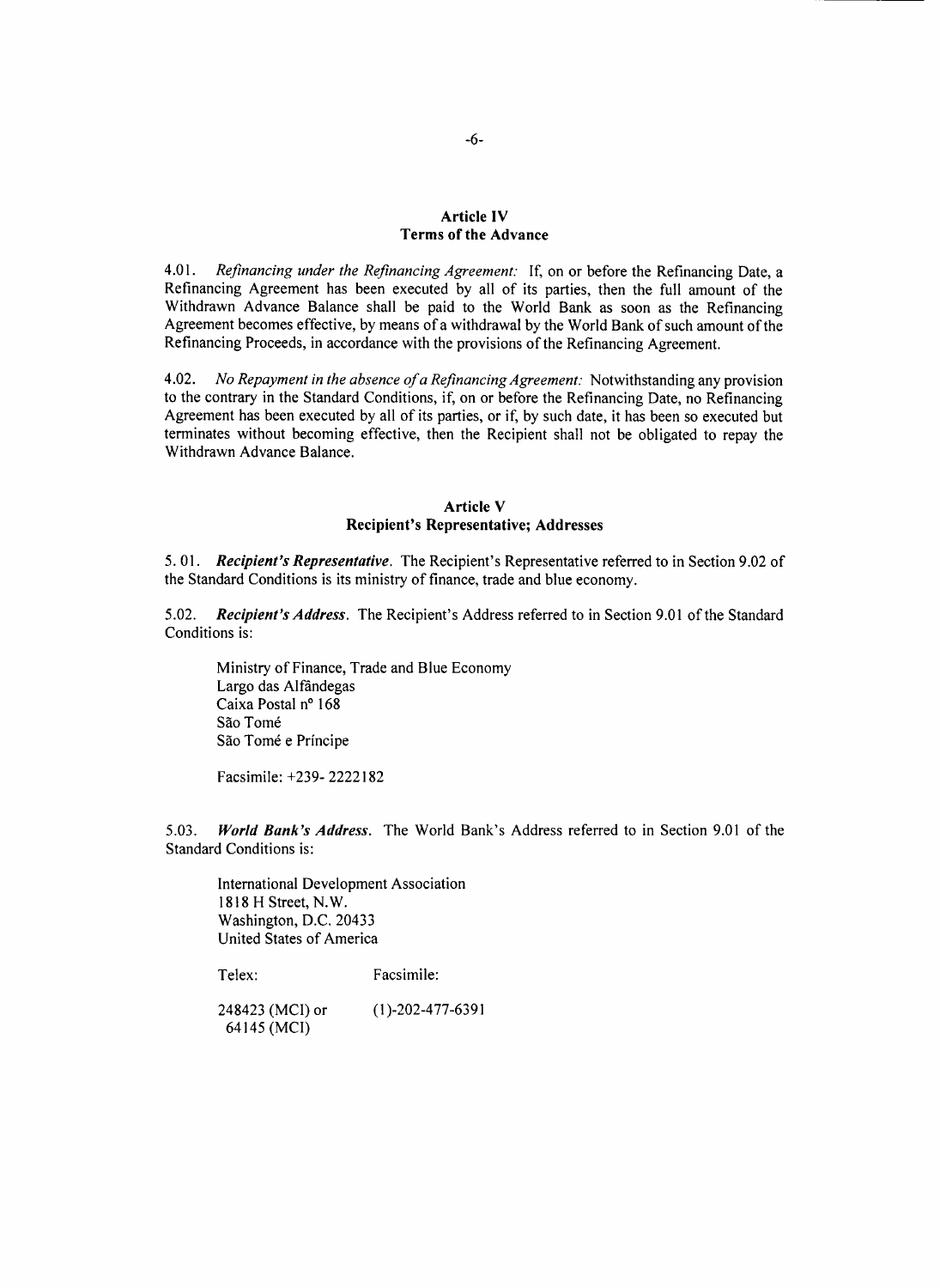## Article IV
## Terms of the Advance

4.01. *Refinancing under the Refinancing Agreement:* If, on or before the Refinancing Date, a Refinancing Agreement has been executed by all of its parties, then the full amount of the Withdrawn Advance Balance shall be paid to the World Bank as soon as the Refinancing Agreement becomes effective, by means of a withdrawal by the World Bank of such amount of the Refinancing Proceeds, in accordance with the provisions of the Refinancing Agreement.

4.02. *No Repayment in the absence of a Refinancing Agreement:* Notwithstanding any provision to the contrary in the Standard Conditions, if, on or before the Refinancing Date, no Refinancing Agreement has been executed by all of its parties, or if, by such date, it has been so executed but terminates without becoming effective, then the Recipient shall not be obligated to repay the Withdrawn Advance Balance.

## Article V
## Recipient's Representative; Addresses

5.01. ***Recipient's Representative***. The Recipient's Representative referred to in Section 9.02 of the Standard Conditions is its ministry of finance, trade and blue economy.

5.02. ***Recipient's Address***. The Recipient's Address referred to in Section 9.01 of the Standard Conditions is:

Ministry of Finance, Trade and Blue Economy
Largo das Alfândegas
Caixa Postal nº 168
São Tomé
São Tomé e Príncipe

Facsimile: +239- 2222182

5.03. ***World Bank's Address***. The World Bank's Address referred to in Section 9.01 of the Standard Conditions is:

International Development Association
1818 H Street, N.W.
Washington, D.C. 20433
United States of America

| Telex: | Facsimile: |
| --- | --- |
| 248423 (MCI) or 64145 (MCI) | (1)-202-477-6391 |